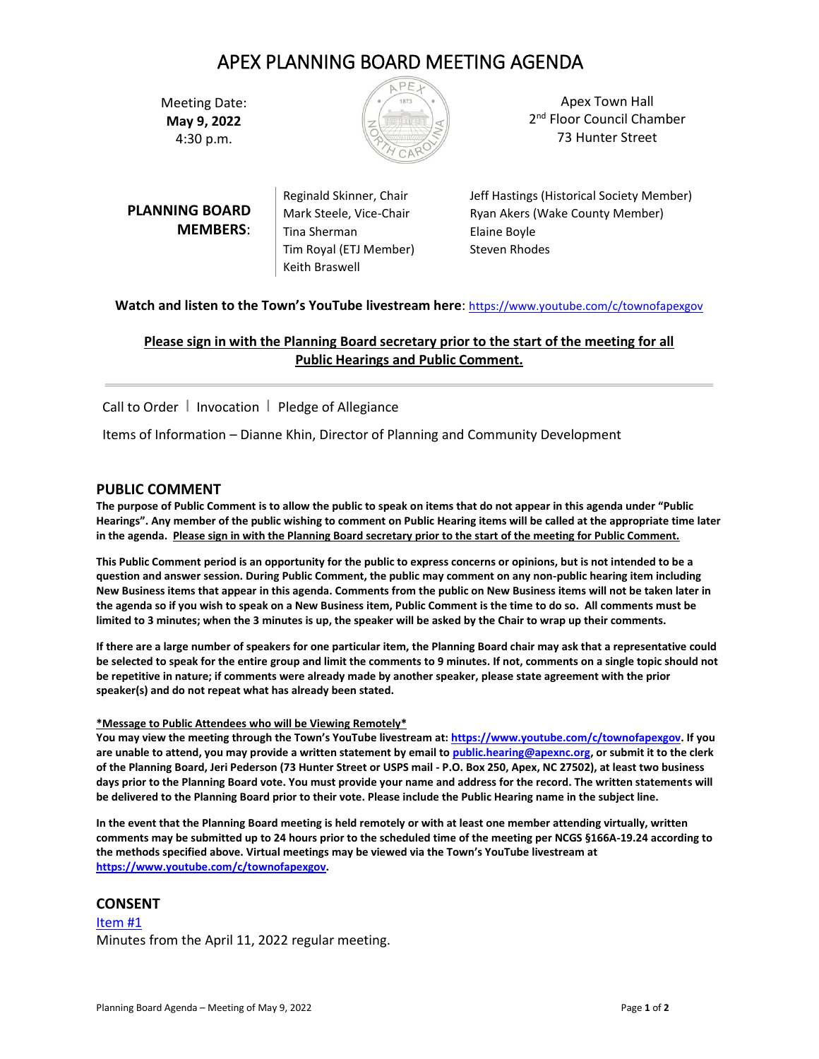# APEX PLANNING BOARD MEETING AGENDA

Meeting Date:
**May 9, 2022**
4:30 p.m.

Apex Town Hall
2nd Floor Council Chamber
73 Hunter Street

**PLANNING BOARD MEMBERS**:

Reginald Skinner, Chair
Mark Steele, Vice-Chair
Tina Sherman
Tim Royal (ETJ Member)
Keith Braswell
Jeff Hastings (Historical Society Member)
Ryan Akers (Wake County Member)
Elaine Boyle
Steven Rhodes

**Watch and listen to the Town's YouTube livestream here**: https://www.youtube.com/c/townofapexgov

**Please sign in with the Planning Board secretary prior to the start of the meeting for all Public Hearings and Public Comment.**

---

Call to Order | Invocation | Pledge of Allegiance

Items of Information – Dianne Khin, Director of Planning and Community Development

## PUBLIC COMMENT

**The purpose of Public Comment is to allow the public to speak on items that do not appear in this agenda under "Public Hearings". Any member of the public wishing to comment on Public Hearing items will be called at the appropriate time later in the agenda. Please sign in with the Planning Board secretary prior to the start of the meeting for Public Comment.**

**This Public Comment period is an opportunity for the public to express concerns or opinions, but is not intended to be a question and answer session. During Public Comment, the public may comment on any non-public hearing item including New Business items that appear in this agenda. Comments from the public on New Business items will not be taken later in the agenda so if you wish to speak on a New Business item, Public Comment is the time to do so. All comments must be limited to 3 minutes; when the 3 minutes is up, the speaker will be asked by the Chair to wrap up their comments.**

**If there are a large number of speakers for one particular item, the Planning Board chair may ask that a representative could be selected to speak for the entire group and limit the comments to 9 minutes. If not, comments on a single topic should not be repetitive in nature; if comments were already made by another speaker, please state agreement with the prior speaker(s) and do not repeat what has already been stated.**

**\*Message to Public Attendees who will be Viewing Remotely\***
**You may view the meeting through the Town's YouTube livestream at: https://www.youtube.com/c/townofapexgov. If you are unable to attend, you may provide a written statement by email to public.hearing@apexnc.org, or submit it to the clerk of the Planning Board, Jeri Pederson (73 Hunter Street or USPS mail - P.O. Box 250, Apex, NC 27502), at least two business days prior to the Planning Board vote. You must provide your name and address for the record. The written statements will be delivered to the Planning Board prior to their vote. Please include the Public Hearing name in the subject line.**

**In the event that the Planning Board meeting is held remotely or with at least one member attending virtually, written comments may be submitted up to 24 hours prior to the scheduled time of the meeting per NCGS §166A-19.24 according to the methods specified above. Virtual meetings may be viewed via the Town's YouTube livestream at https://www.youtube.com/c/townofapexgov.**

## CONSENT

Item #1
Minutes from the April 11, 2022 regular meeting.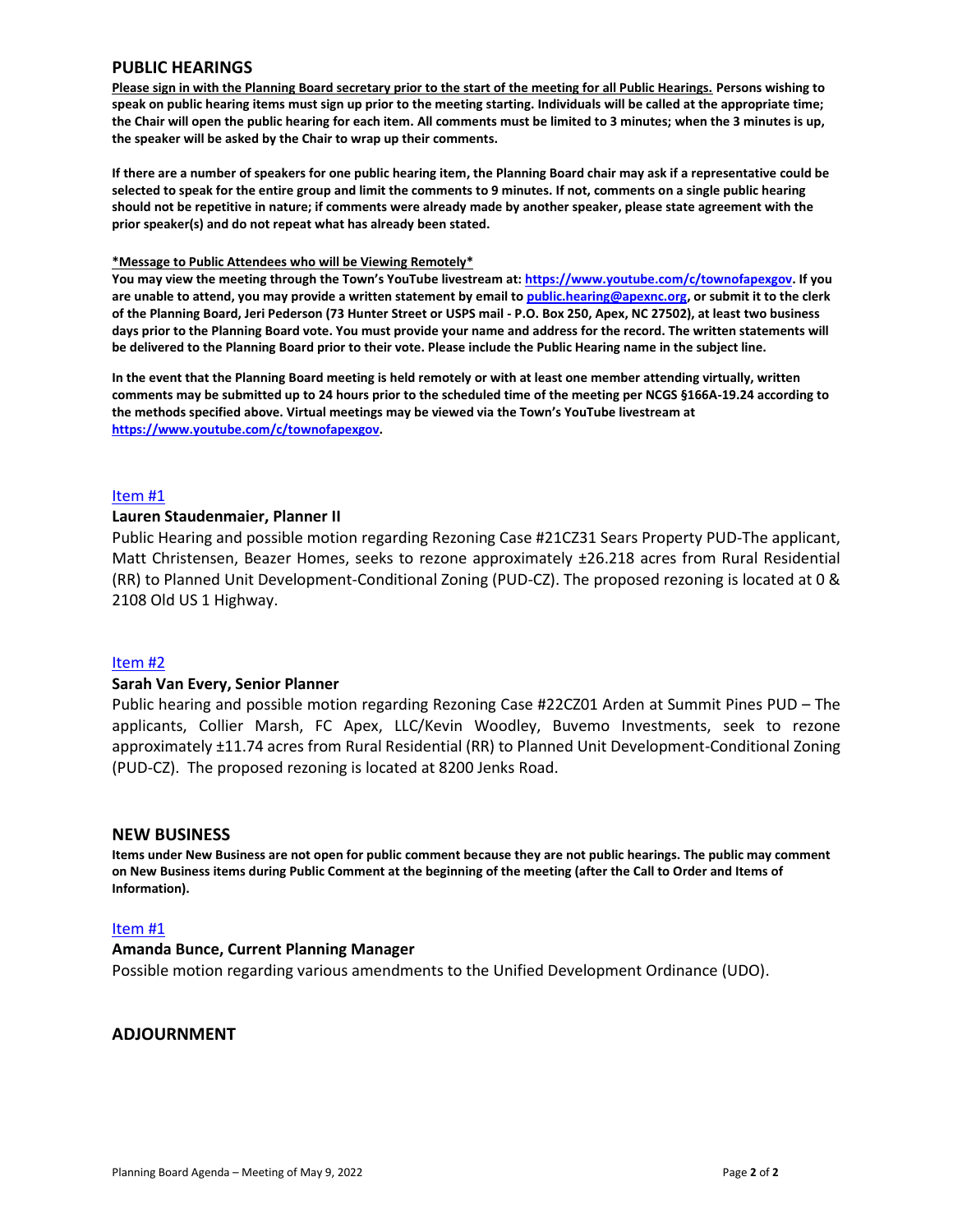## PUBLIC HEARINGS

**<u>Please sign in with the Planning Board secretary prior to the start of the meeting for all Public Hearings.</u> Persons wishing to speak on public hearing items must sign up prior to the meeting starting. Individuals will be called at the appropriate time; the Chair will open the public hearing for each item. All comments must be limited to 3 minutes; when the 3 minutes is up, the speaker will be asked by the Chair to wrap up their comments.**

**If there are a number of speakers for one public hearing item, the Planning Board chair may ask if a representative could be selected to speak for the entire group and limit the comments to 9 minutes. If not, comments on a single public hearing should not be repetitive in nature; if comments were already made by another speaker, please state agreement with the prior speaker(s) and do not repeat what has already been stated.**

**<u>*Message to Public Attendees who will be Viewing Remotely*</u>**

**You may view the meeting through the Town's YouTube livestream at: https://www.youtube.com/c/townofapexgov. If you are unable to attend, you may provide a written statement by email to public.hearing@apexnc.org, or submit it to the clerk of the Planning Board, Jeri Pederson (73 Hunter Street or USPS mail - P.O. Box 250, Apex, NC 27502), at least two business days prior to the Planning Board vote. You must provide your name and address for the record. The written statements will be delivered to the Planning Board prior to their vote. Please include the Public Hearing name in the subject line.**

**In the event that the Planning Board meeting is held remotely or with at least one member attending virtually, written comments may be submitted up to 24 hours prior to the scheduled time of the meeting per NCGS §166A-19.24 according to the methods specified above. Virtual meetings may be viewed via the Town's YouTube livestream at https://www.youtube.com/c/townofapexgov.**

Item #1

**Lauren Staudenmaier, Planner II**

Public Hearing and possible motion regarding Rezoning Case #21CZ31 Sears Property PUD-The applicant, Matt Christensen, Beazer Homes, seeks to rezone approximately ±26.218 acres from Rural Residential (RR) to Planned Unit Development-Conditional Zoning (PUD-CZ). The proposed rezoning is located at 0 & 2108 Old US 1 Highway.

Item #2

**Sarah Van Every, Senior Planner**

Public hearing and possible motion regarding Rezoning Case #22CZ01 Arden at Summit Pines PUD – The applicants, Collier Marsh, FC Apex, LLC/Kevin Woodley, Buvemo Investments, seek to rezone approximately ±11.74 acres from Rural Residential (RR) to Planned Unit Development-Conditional Zoning (PUD-CZ). The proposed rezoning is located at 8200 Jenks Road.

## NEW BUSINESS

**Items under New Business are not open for public comment because they are not public hearings. The public may comment on New Business items during Public Comment at the beginning of the meeting (after the Call to Order and Items of Information).**

Item #1

**Amanda Bunce, Current Planning Manager**

Possible motion regarding various amendments to the Unified Development Ordinance (UDO).

## ADJOURNMENT